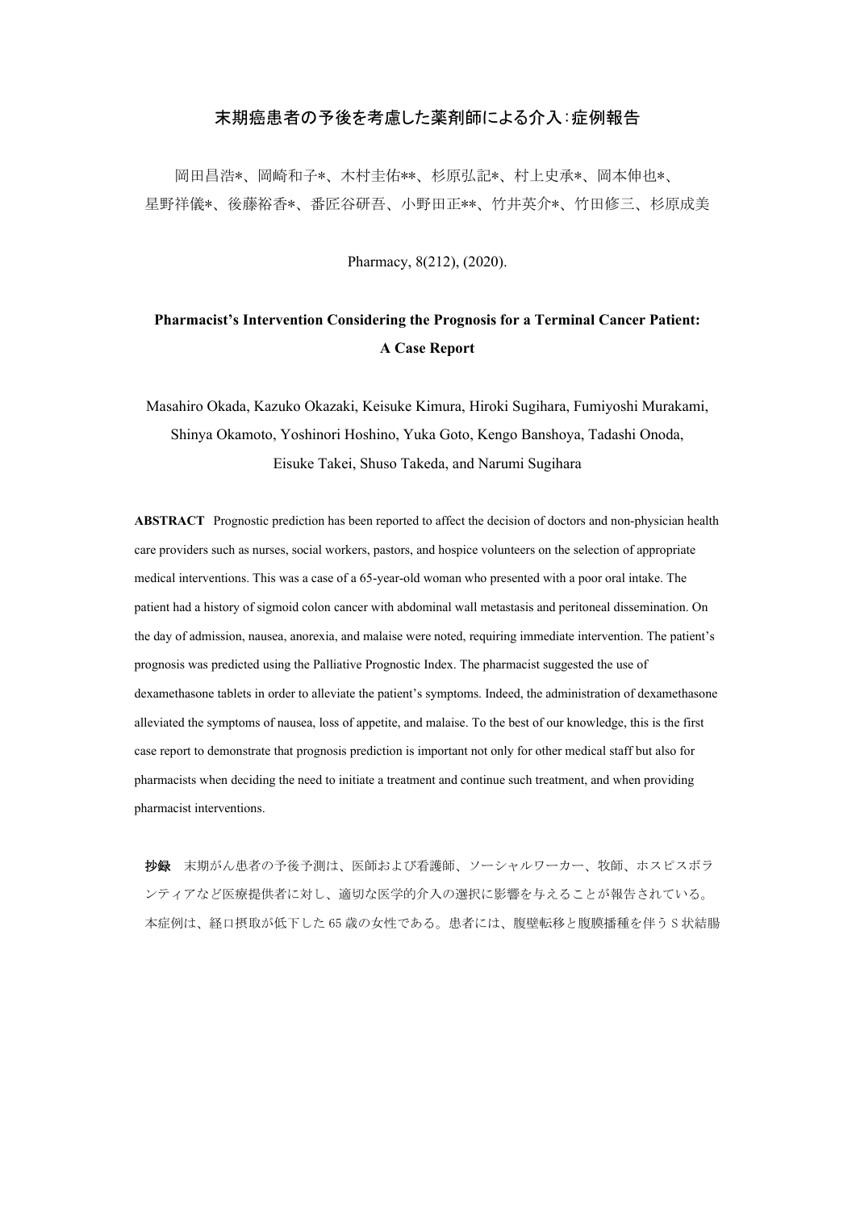# 末期癌患者の予後を考慮した薬剤師による介入：症例報告

岡田昌浩*、岡崎和子*、木村圭佑**、杉原弘記*、村上史承*、岡本伸也*、
星野祥儀*、後藤裕香*、番匠谷研吾、小野田正**、竹井英介*、竹田修三、杉原成美

Pharmacy, 8(212), (2020).

## Pharmacist's Intervention Considering the Prognosis for a Terminal Cancer Patient: A Case Report

Masahiro Okada, Kazuko Okazaki, Keisuke Kimura, Hiroki Sugihara, Fumiyoshi Murakami, Shinya Okamoto, Yoshinori Hoshino, Yuka Goto, Kengo Banshoya, Tadashi Onoda, Eisuke Takei, Shuso Takeda, and Narumi Sugihara

**ABSTRACT** Prognostic prediction has been reported to affect the decision of doctors and non-physician health care providers such as nurses, social workers, pastors, and hospice volunteers on the selection of appropriate medical interventions. This was a case of a 65-year-old woman who presented with a poor oral intake. The patient had a history of sigmoid colon cancer with abdominal wall metastasis and peritoneal dissemination. On the day of admission, nausea, anorexia, and malaise were noted, requiring immediate intervention. The patient's prognosis was predicted using the Palliative Prognostic Index. The pharmacist suggested the use of dexamethasone tablets in order to alleviate the patient's symptoms. Indeed, the administration of dexamethasone alleviated the symptoms of nausea, loss of appetite, and malaise. To the best of our knowledge, this is the first case report to demonstrate that prognosis prediction is important not only for other medical staff but also for pharmacists when deciding the need to initiate a treatment and continue such treatment, and when providing pharmacist interventions.

**抄録**　末期がん患者の予後予測は、医師および看護師、ソーシャルワーカー、牧師、ホスピスボランティアなど医療提供者に対し、適切な医学的介入の選択に影響を与えることが報告されている。本症例は、経口摂取が低下した 65 歳の女性である。患者には、腹壁転移と腹膜播種を伴う S 状結腸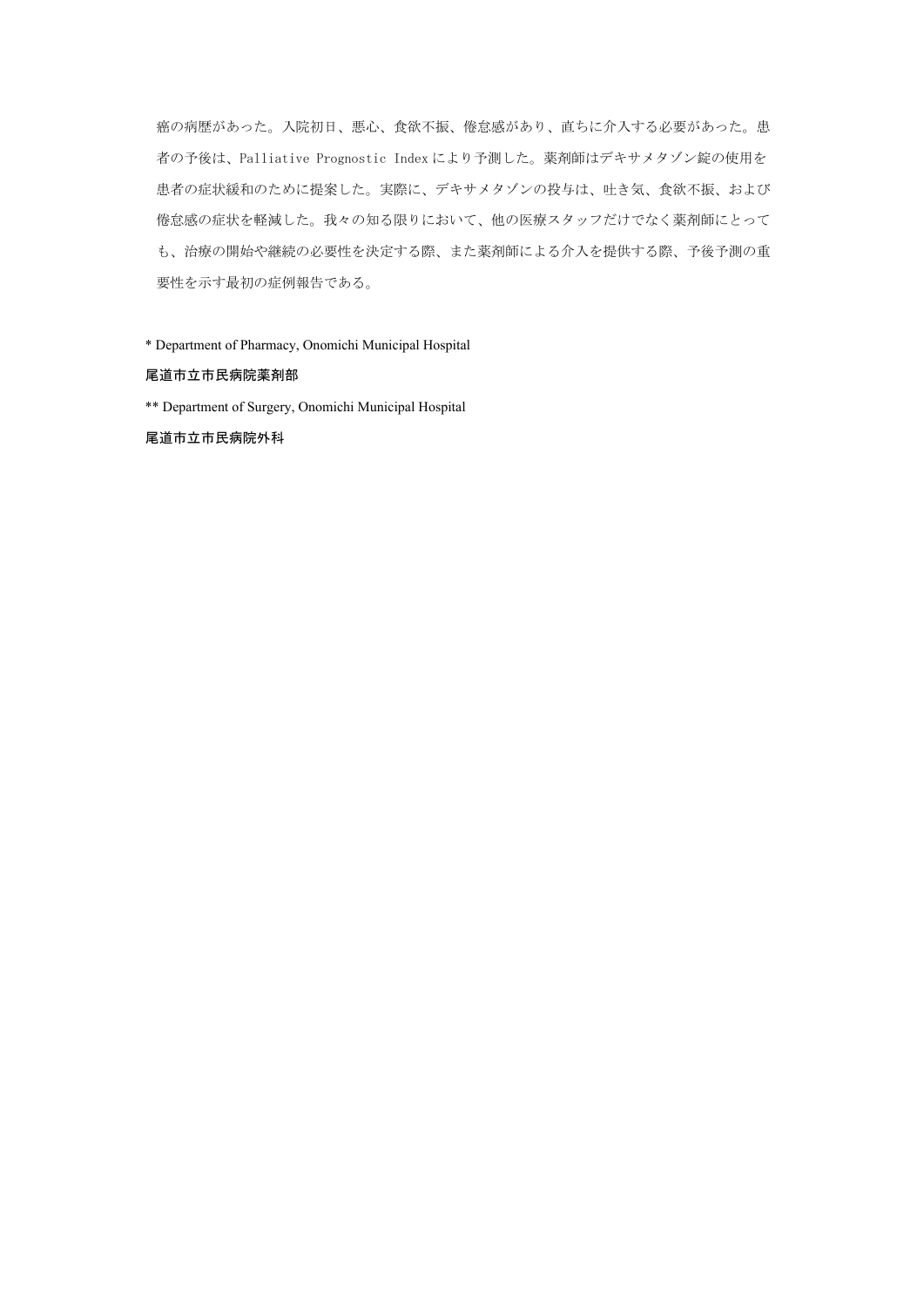癌の病歴があった。入院初日、悪心、食欲不振、倦怠感があり、直ちに介入する必要があった。患者の予後は、Palliative Prognostic Index により予測した。薬剤師はデキサメタゾン錠の使用を患者の症状緩和のために提案した。実際に、デキサメタゾンの投与は、吐き気、食欲不振、および倦怠感の症状を軽減した。我々の知る限りにおいて、他の医療スタッフだけでなく薬剤師にとっても、治療の開始や継続の必要性を決定する際、また薬剤師による介入を提供する際、予後予測の重要性を示す最初の症例報告である。

* Department of Pharmacy, Onomichi Municipal Hospital

**尾道市立市民病院薬剤部**

** Department of Surgery, Onomichi Municipal Hospital

**尾道市立市民病院外科**